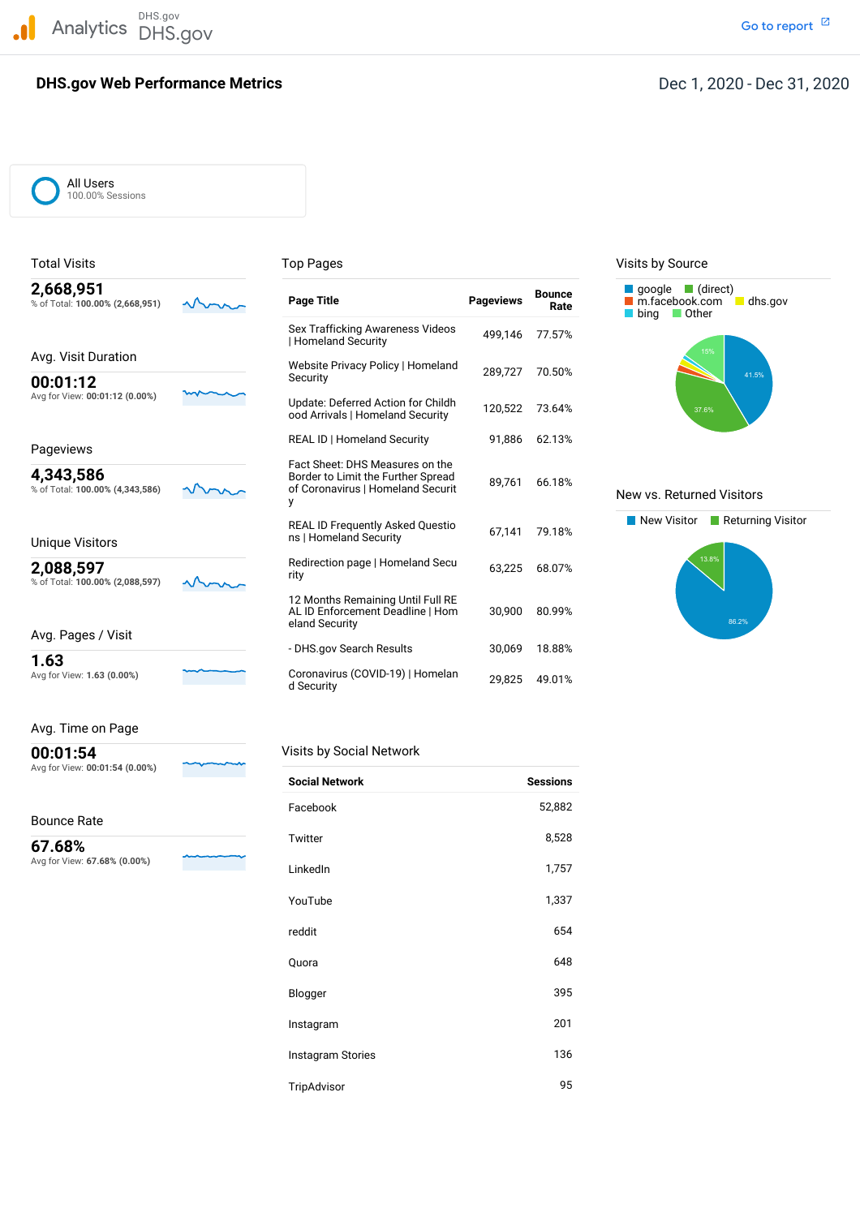Analytics DHS.gov DHS.gov

Go to report

# DHS.gov Web Performance Metrics

Dec 1, 2020 - Dec 31, 2020

All Users
100.00% Sessions

## Total Visits

**2,668,951**
% of Total: **100.00% (2,668,951)**

## Avg. Visit Duration

**00:01:12**
Avg for View: **00:01:12 (0.00%)**

## Pageviews

**4,343,586**
% of Total: **100.00% (4,343,586)**

## Unique Visitors

**2,088,597**
% of Total: **100.00% (2,088,597)**

## Avg. Pages / Visit

**1.63**
Avg for View: **1.63 (0.00%)**

## Avg. Time on Page

**00:01:54**
Avg for View: **00:01:54 (0.00%)**

## Bounce Rate

**67.68%**
Avg for View: **67.68% (0.00%)**

## Top Pages

| Page Title | Pageviews | Bounce Rate |
|---|---|---|
| Sex Trafficking Awareness Videos \| Homeland Security | 499,146 | 77.57% |
| Website Privacy Policy \| Homeland Security | 289,727 | 70.50% |
| Update: Deferred Action for Childhood Arrivals \| Homeland Security | 120,522 | 73.64% |
| REAL ID \| Homeland Security | 91,886 | 62.13% |
| Fact Sheet: DHS Measures on the Border to Limit the Further Spread of Coronavirus \| Homeland Security | 89,761 | 66.18% |
| REAL ID Frequently Asked Questions \| Homeland Security | 67,141 | 79.18% |
| Redirection page \| Homeland Security | 63,225 | 68.07% |
| 12 Months Remaining Until Full REAL ID Enforcement Deadline \| Homeland Security | 30,900 | 80.99% |
| - DHS.gov Search Results | 30,069 | 18.88% |
| Coronavirus (COVID-19) \| Homeland Security | 29,825 | 49.01% |

## Visits by Social Network

| Social Network | Sessions |
|---|---|
| Facebook | 52,882 |
| Twitter | 8,528 |
| LinkedIn | 1,757 |
| YouTube | 1,337 |
| reddit | 654 |
| Quora | 648 |
| Blogger | 395 |
| Instagram | 201 |
| Instagram Stories | 136 |
| TripAdvisor | 95 |

## Visits by Source

google, (direct), m.facebook.com, dhs.gov, bing, Other

41.5%, 37.6%, 15%

## New vs. Returned Visitors

New Visitor, Returning Visitor

86.2%, 13.8%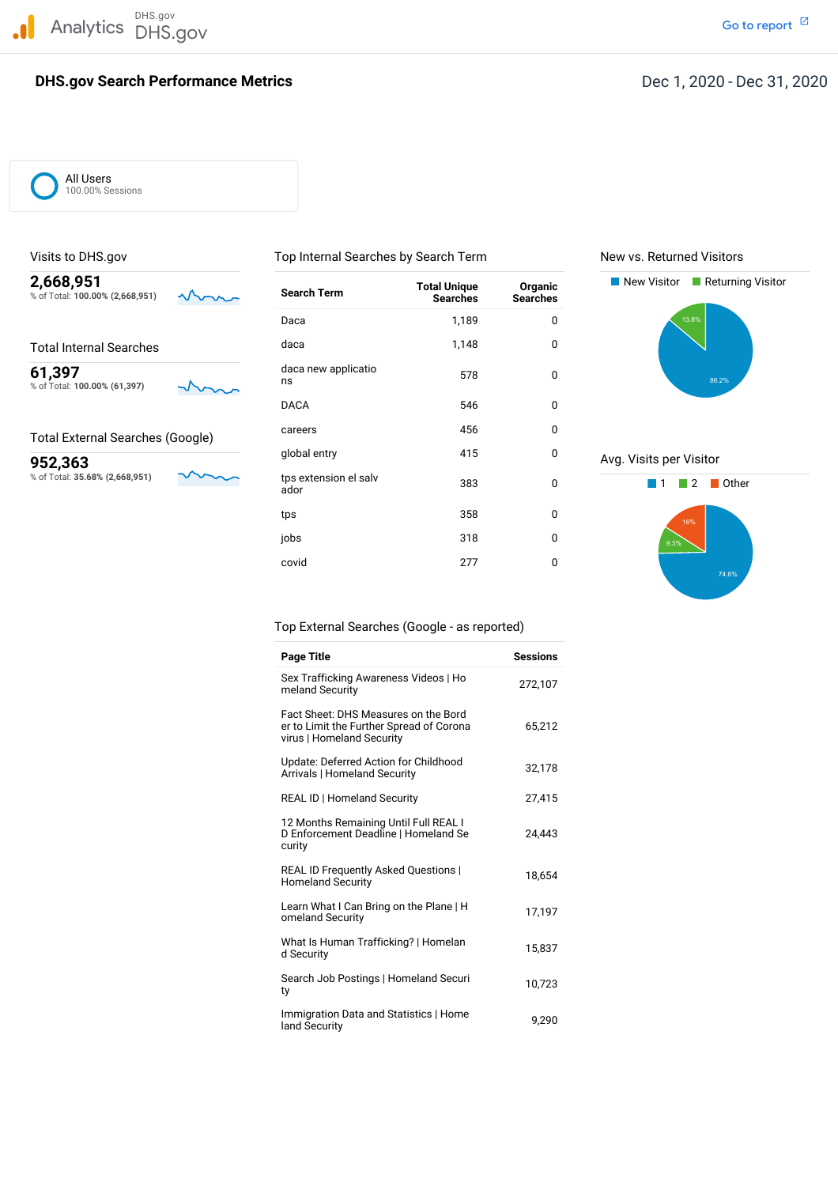# DHS.gov Search Performance Metrics

Dec 1, 2020 - Dec 31, 2020

All Users
100.00% Sessions

## Visits to DHS.gov

**2,668,951**
% of Total: **100.00% (2,668,951)**

## Total Internal Searches

**61,397**
% of Total: **100.00% (61,397)**

## Total External Searches (Google)

**952,363**
% of Total: **35.68% (2,668,951)**

## Top Internal Searches by Search Term

| Search Term | Total Unique Searches | Organic Searches |
|---|---|---|
| Daca | 1,189 | 0 |
| daca | 1,148 | 0 |
| daca new applications | 578 | 0 |
| DACA | 546 | 0 |
| careers | 456 | 0 |
| global entry | 415 | 0 |
| tps extension el salvador | 383 | 0 |
| tps | 358 | 0 |
| jobs | 318 | 0 |
| covid | 277 | 0 |

## New vs. Returned Visitors

New Visitor | Returning Visitor

- New Visitor: 86.2%
- Returning Visitor: 13.8%

## Avg. Visits per Visitor

1 | 2 | Other

- 1: 74.6%
- 2: 9.3%
- Other: 16%

## Top External Searches (Google - as reported)

| Page Title | Sessions |
|---|---|
| Sex Trafficking Awareness Videos \| Homeland Security | 272,107 |
| Fact Sheet: DHS Measures on the Border to Limit the Further Spread of Coronavirus \| Homeland Security | 65,212 |
| Update: Deferred Action for Childhood Arrivals \| Homeland Security | 32,178 |
| REAL ID \| Homeland Security | 27,415 |
| 12 Months Remaining Until Full REAL ID Enforcement Deadline \| Homeland Security | 24,443 |
| REAL ID Frequently Asked Questions \| Homeland Security | 18,654 |
| Learn What I Can Bring on the Plane \| Homeland Security | 17,197 |
| What Is Human Trafficking? \| Homeland Security | 15,837 |
| Search Job Postings \| Homeland Security | 10,723 |
| Immigration Data and Statistics \| Homeland Security | 9,290 |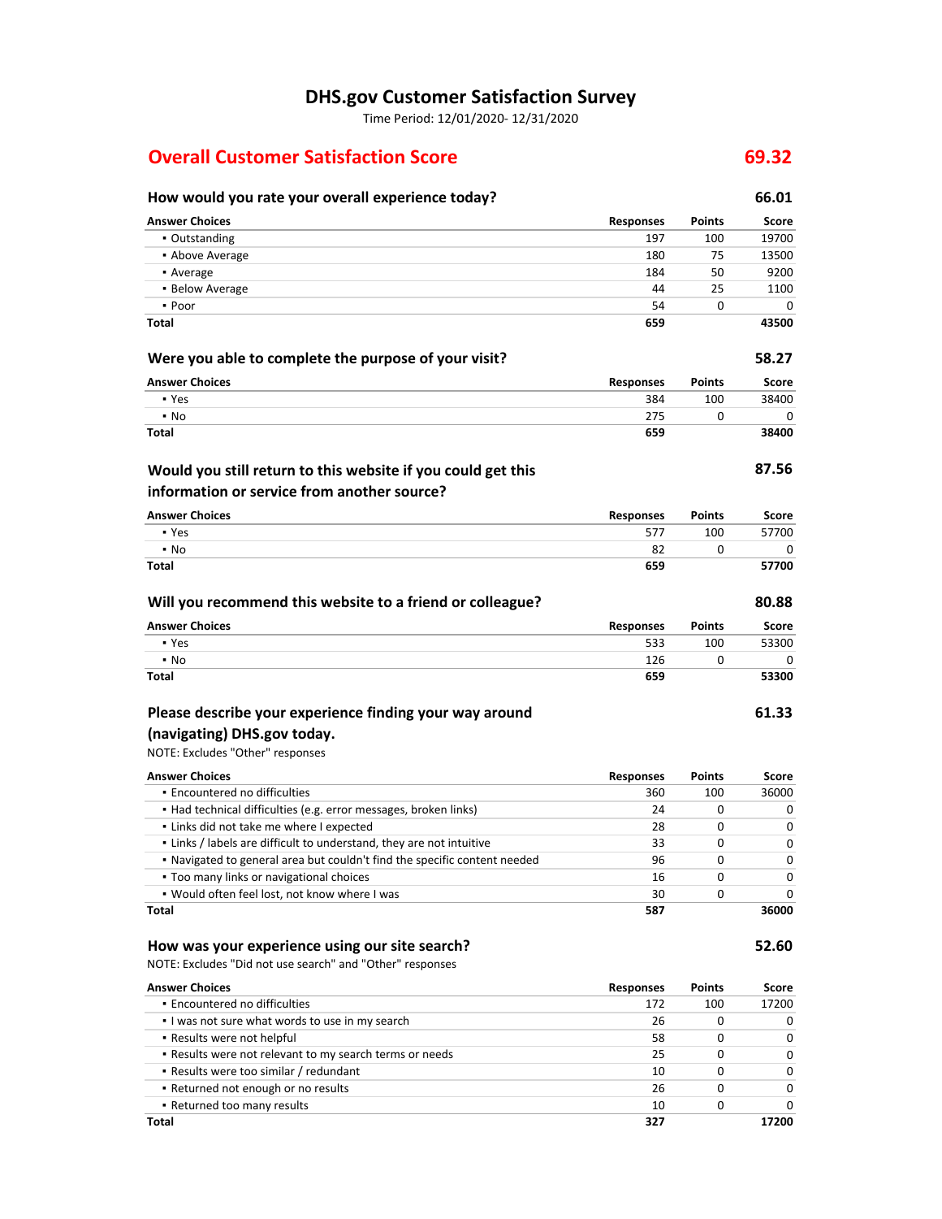# DHS.gov Customer Satisfaction Survey

Time Period: 12/01/2020- 12/31/2020

## Overall Customer Satisfaction Score — 69.32

### How would you rate your overall experience today? — 66.01

| Answer Choices | Responses | Points | Score |
|---|---|---|---|
| ▪ Outstanding | 197 | 100 | 19700 |
| ▪ Above Average | 180 | 75 | 13500 |
| ▪ Average | 184 | 50 | 9200 |
| ▪ Below Average | 44 | 25 | 1100 |
| ▪ Poor | 54 | 0 | 0 |
| **Total** | **659** | | **43500** |

### Were you able to complete the purpose of your visit? — 58.27

| Answer Choices | Responses | Points | Score |
|---|---|---|---|
| ▪ Yes | 384 | 100 | 38400 |
| ▪ No | 275 | 0 | 0 |
| **Total** | **659** | | **38400** |

### Would you still return to this website if you could get this information or service from another source? — 87.56

| Answer Choices | Responses | Points | Score |
|---|---|---|---|
| ▪ Yes | 577 | 100 | 57700 |
| ▪ No | 82 | 0 | 0 |
| **Total** | **659** | | **57700** |

### Will you recommend this website to a friend or colleague? — 80.88

| Answer Choices | Responses | Points | Score |
|---|---|---|---|
| ▪ Yes | 533 | 100 | 53300 |
| ▪ No | 126 | 0 | 0 |
| **Total** | **659** | | **53300** |

### Please describe your experience finding your way around (navigating) DHS.gov today. — 61.33

NOTE: Excludes "Other" responses

| Answer Choices | Responses | Points | Score |
|---|---|---|---|
| ▪ Encountered no difficulties | 360 | 100 | 36000 |
| ▪ Had technical difficulties (e.g. error messages, broken links) | 24 | 0 | 0 |
| ▪ Links did not take me where I expected | 28 | 0 | 0 |
| ▪ Links / labels are difficult to understand, they are not intuitive | 33 | 0 | 0 |
| ▪ Navigated to general area but couldn't find the specific content needed | 96 | 0 | 0 |
| ▪ Too many links or navigational choices | 16 | 0 | 0 |
| ▪ Would often feel lost, not know where I was | 30 | 0 | 0 |
| **Total** | **587** | | **36000** |

### How was your experience using our site search? — 52.60

NOTE: Excludes "Did not use search" and "Other" responses

| Answer Choices | Responses | Points | Score |
|---|---|---|---|
| ▪ Encountered no difficulties | 172 | 100 | 17200 |
| ▪ I was not sure what words to use in my search | 26 | 0 | 0 |
| ▪ Results were not helpful | 58 | 0 | 0 |
| ▪ Results were not relevant to my search terms or needs | 25 | 0 | 0 |
| ▪ Results were too similar / redundant | 10 | 0 | 0 |
| ▪ Returned not enough or no results | 26 | 0 | 0 |
| ▪ Returned too many results | 10 | 0 | 0 |
| **Total** | **327** | | **17200** |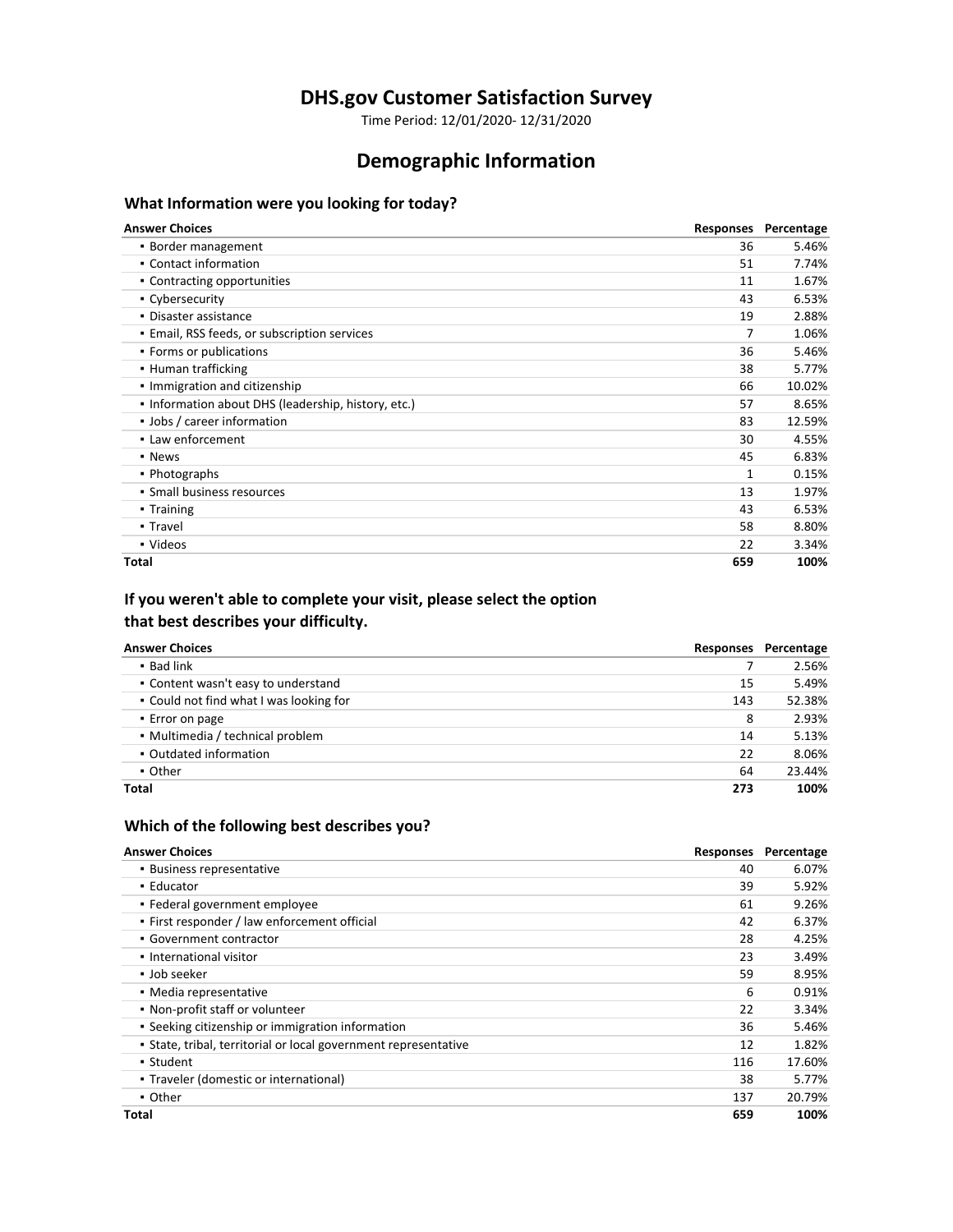# DHS.gov Customer Satisfaction Survey

Time Period: 12/01/2020- 12/31/2020

## Demographic Information

### What Information were you looking for today?

| Answer Choices | Responses | Percentage |
|---|---|---|
| ▪ Border management | 36 | 5.46% |
| ▪ Contact information | 51 | 7.74% |
| ▪ Contracting opportunities | 11 | 1.67% |
| ▪ Cybersecurity | 43 | 6.53% |
| ▪ Disaster assistance | 19 | 2.88% |
| ▪ Email, RSS feeds, or subscription services | 7 | 1.06% |
| ▪ Forms or publications | 36 | 5.46% |
| ▪ Human trafficking | 38 | 5.77% |
| ▪ Immigration and citizenship | 66 | 10.02% |
| ▪ Information about DHS (leadership, history, etc.) | 57 | 8.65% |
| ▪ Jobs / career information | 83 | 12.59% |
| ▪ Law enforcement | 30 | 4.55% |
| ▪ News | 45 | 6.83% |
| ▪ Photographs | 1 | 0.15% |
| ▪ Small business resources | 13 | 1.97% |
| ▪ Training | 43 | 6.53% |
| ▪ Travel | 58 | 8.80% |
| ▪ Videos | 22 | 3.34% |
| **Total** | **659** | **100%** |

### If you weren't able to complete your visit, please select the option that best describes your difficulty.

| Answer Choices | Responses | Percentage |
|---|---|---|
| ▪ Bad link | 7 | 2.56% |
| ▪ Content wasn't easy to understand | 15 | 5.49% |
| ▪ Could not find what I was looking for | 143 | 52.38% |
| ▪ Error on page | 8 | 2.93% |
| ▪ Multimedia / technical problem | 14 | 5.13% |
| ▪ Outdated information | 22 | 8.06% |
| ▪ Other | 64 | 23.44% |
| **Total** | **273** | **100%** |

### Which of the following best describes you?

| Answer Choices | Responses | Percentage |
|---|---|---|
| ▪ Business representative | 40 | 6.07% |
| ▪ Educator | 39 | 5.92% |
| ▪ Federal government employee | 61 | 9.26% |
| ▪ First responder / law enforcement official | 42 | 6.37% |
| ▪ Government contractor | 28 | 4.25% |
| ▪ International visitor | 23 | 3.49% |
| ▪ Job seeker | 59 | 8.95% |
| ▪ Media representative | 6 | 0.91% |
| ▪ Non-profit staff or volunteer | 22 | 3.34% |
| ▪ Seeking citizenship or immigration information | 36 | 5.46% |
| ▪ State, tribal, territorial or local government representative | 12 | 1.82% |
| ▪ Student | 116 | 17.60% |
| ▪ Traveler (domestic or international) | 38 | 5.77% |
| ▪ Other | 137 | 20.79% |
| **Total** | **659** | **100%** |